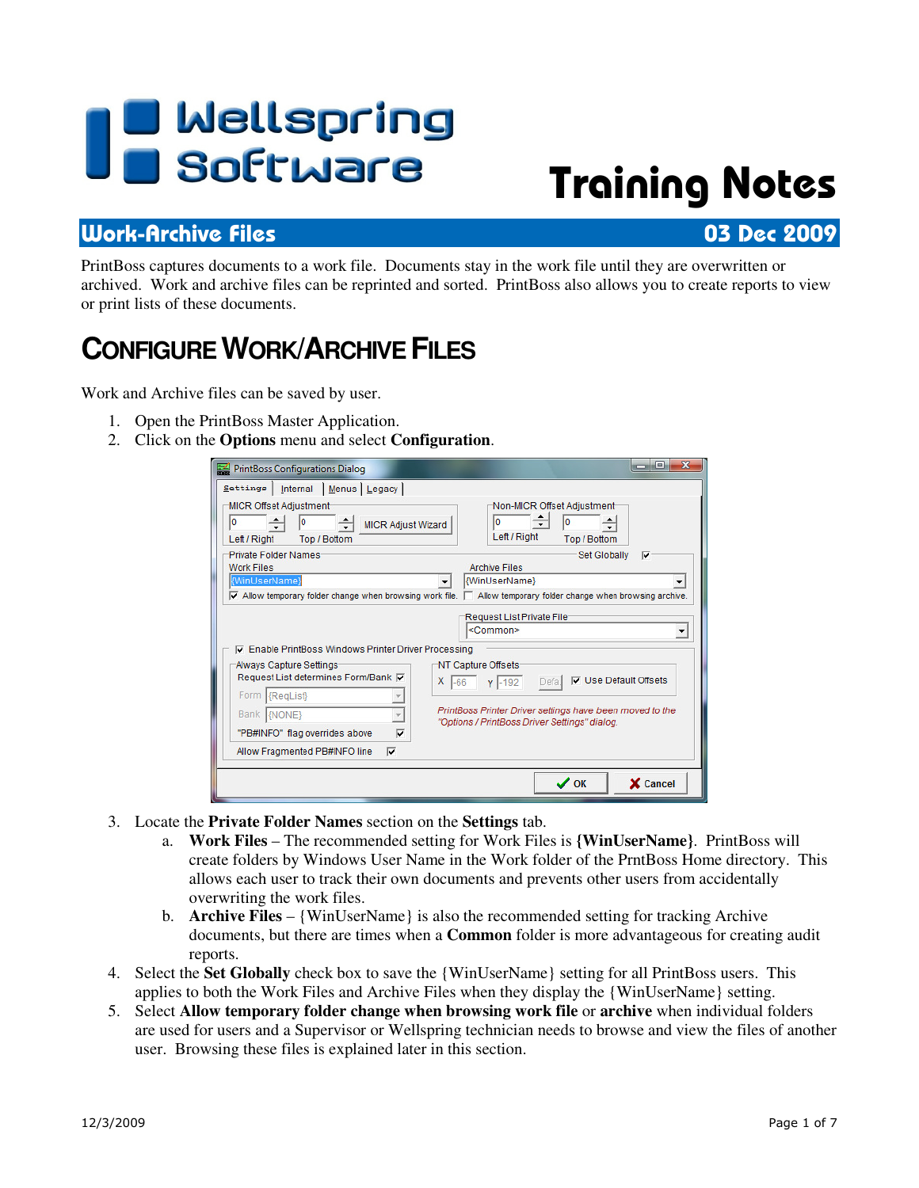Wellspring Software

# Training Notes

## Work-Archive Files — 03 Dec 2009

PrintBoss captures documents to a work file. Documents stay in the work file until they are overwritten or archived. Work and archive files can be reprinted and sorted. PrintBoss also allows you to create reports to view or print lists of these documents.

# Configure Work/Archive Files

Work and Archive files can be saved by user.

1. Open the PrintBoss Master Application.
2. Click on the **Options** menu and select **Configuration**.
3. Locate the **Private Folder Names** section on the **Settings** tab.
   a. **Work Files** – The recommended setting for Work Files is **{WinUserName}**. PrintBoss will create folders by Windows User Name in the Work folder of the PrntBoss Home directory. This allows each user to track their own documents and prevents other users from accidentally overwriting the work files.
   b. **Archive Files** – {WinUserName} is also the recommended setting for tracking Archive documents, but there are times when a **Common** folder is more advantageous for creating audit reports.
4. Select the **Set Globally** check box to save the {WinUserName} setting for all PrintBoss users. This applies to both the Work Files and Archive Files when they display the {WinUserName} setting.
5. Select **Allow temporary folder change when browsing work file** or **archive** when individual folders are used for users and a Supervisor or Wellspring technician needs to browse and view the files of another user. Browsing these files is explained later in this section.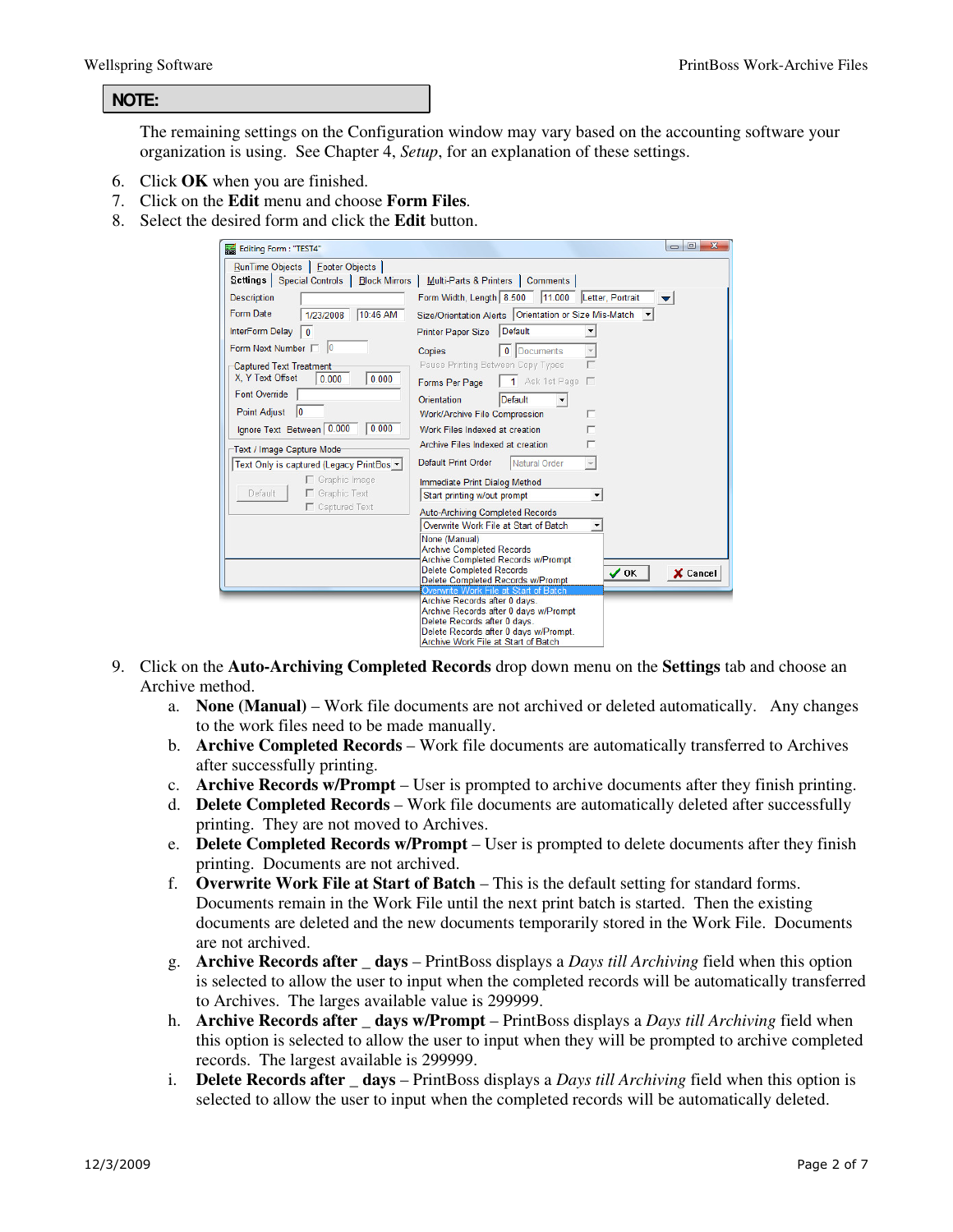**NOTE:**

The remaining settings on the Configuration window may vary based on the accounting software your organization is using. See Chapter 4, *Setup*, for an explanation of these settings.

6. Click **OK** when you are finished.
7. Click on the **Edit** menu and choose **Form Files**.
8. Select the desired form and click the **Edit** button.

9. Click on the **Auto-Archiving Completed Records** drop down menu on the **Settings** tab and choose an Archive method.
    a. **None (Manual)** – Work file documents are not archived or deleted automatically. Any changes to the work files need to be made manually.
    b. **Archive Completed Records** – Work file documents are automatically transferred to Archives after successfully printing.
    c. **Archive Records w/Prompt** – User is prompted to archive documents after they finish printing.
    d. **Delete Completed Records** – Work file documents are automatically deleted after successfully printing. They are not moved to Archives.
    e. **Delete Completed Records w/Prompt** – User is prompted to delete documents after they finish printing. Documents are not archived.
    f. **Overwrite Work File at Start of Batch** – This is the default setting for standard forms. Documents remain in the Work File until the next print batch is started. Then the existing documents are deleted and the new documents temporarily stored in the Work File. Documents are not archived.
    g. **Archive Records after _ days** – PrintBoss displays a *Days till Archiving* field when this option is selected to allow the user to input when the completed records will be automatically transferred to Archives. The larges available value is 299999.
    h. **Archive Records after _ days w/Prompt** – PrintBoss displays a *Days till Archiving* field when this option is selected to allow the user to input when they will be prompted to archive completed records. The largest available is 299999.
    i. **Delete Records after _ days** – PrintBoss displays a *Days till Archiving* field when this option is selected to allow the user to input when the completed records will be automatically deleted.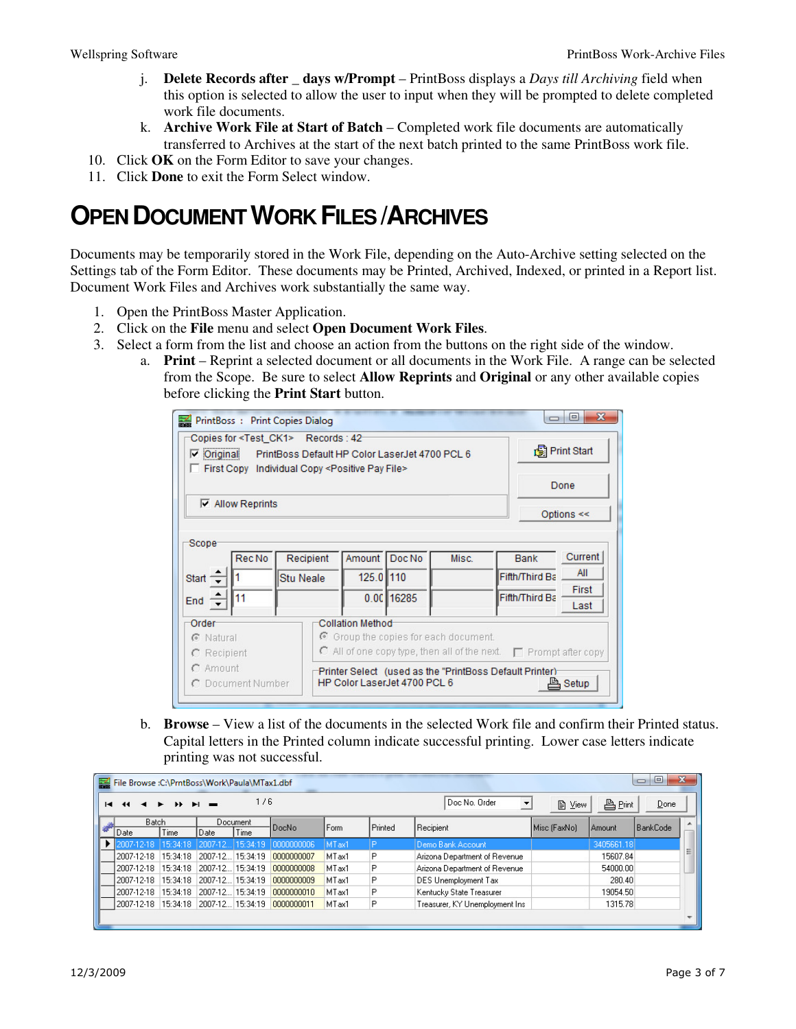j. **Delete Records after _ days w/Prompt** – PrintBoss displays a *Days till Archiving* field when this option is selected to allow the user to input when they will be prompted to delete completed work file documents.

k. **Archive Work File at Start of Batch** – Completed work file documents are automatically transferred to Archives at the start of the next batch printed to the same PrintBoss work file.

10. Click **OK** on the Form Editor to save your changes.
11. Click **Done** to exit the Form Select window.

# OPEN DOCUMENT WORK FILES /ARCHIVES

Documents may be temporarily stored in the Work File, depending on the Auto-Archive setting selected on the Settings tab of the Form Editor. These documents may be Printed, Archived, Indexed, or printed in a Report list. Document Work Files and Archives work substantially the same way.

1. Open the PrintBoss Master Application.
2. Click on the **File** menu and select **Open Document Work Files**.
3. Select a form from the list and choose an action from the buttons on the right side of the window.
   a. **Print** – Reprint a selected document or all documents in the Work File. A range can be selected from the Scope. Be sure to select **Allow Reprints** and **Original** or any other available copies before clicking the **Print Start** button.

   b. **Browse** – View a list of the documents in the selected Work file and confirm their Printed status. Capital letters in the Printed column indicate successful printing. Lower case letters indicate printing was not successful.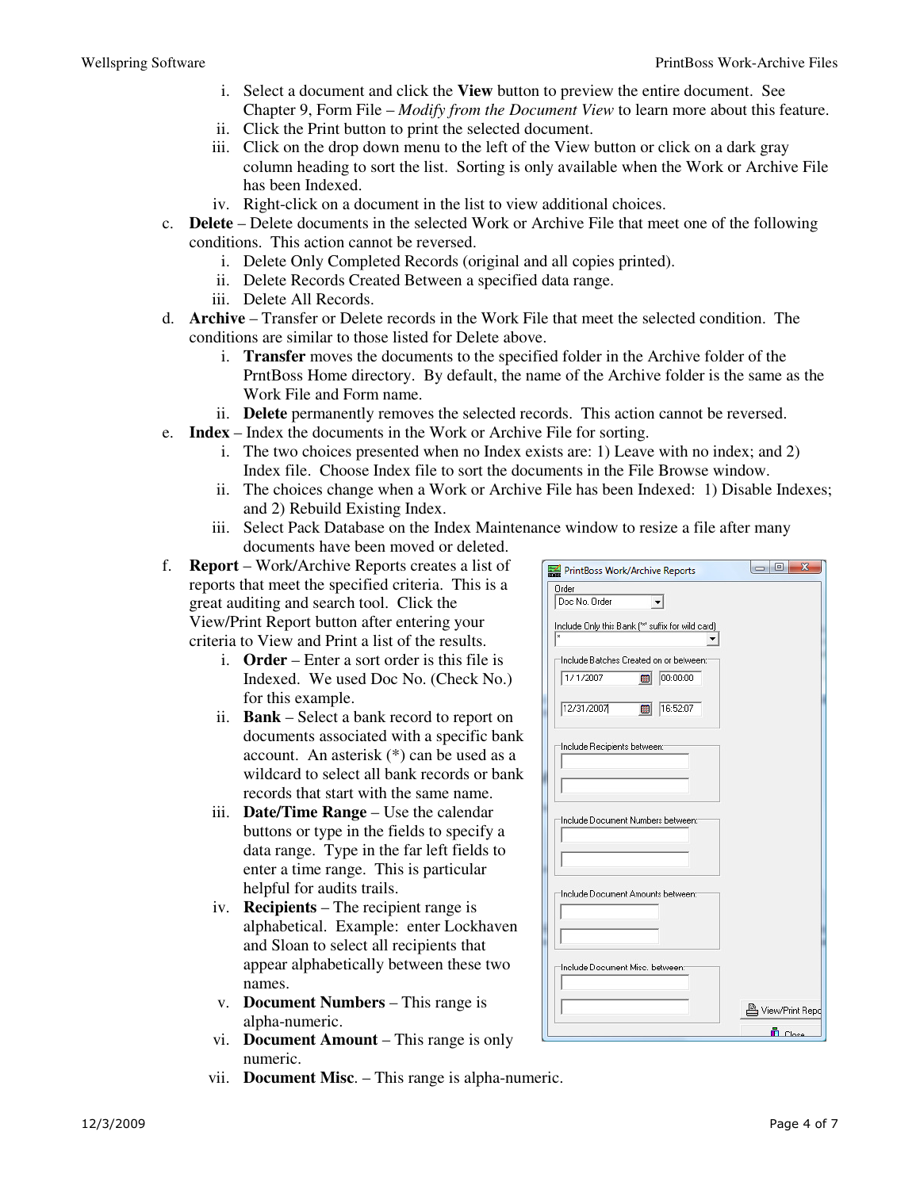i. Select a document and click the **View** button to preview the entire document. See Chapter 9, Form File – *Modify from the Document View* to learn more about this feature.
   ii. Click the Print button to print the selected document.
   iii. Click on the drop down menu to the left of the View button or click on a dark gray column heading to sort the list. Sorting is only available when the Work or Archive File has been Indexed.
   iv. Right-click on a document in the list to view additional choices.

c. **Delete** – Delete documents in the selected Work or Archive File that meet one of the following conditions. This action cannot be reversed.
   i. Delete Only Completed Records (original and all copies printed).
   ii. Delete Records Created Between a specified data range.
   iii. Delete All Records.

d. **Archive** – Transfer or Delete records in the Work File that meet the selected condition. The conditions are similar to those listed for Delete above.
   i. **Transfer** moves the documents to the specified folder in the Archive folder of the PrntBoss Home directory. By default, the name of the Archive folder is the same as the Work File and Form name.
   ii. **Delete** permanently removes the selected records. This action cannot be reversed.

e. **Index** – Index the documents in the Work or Archive File for sorting.
   i. The two choices presented when no Index exists are: 1) Leave with no index; and 2) Index file. Choose Index file to sort the documents in the File Browse window.
   ii. The choices change when a Work or Archive File has been Indexed: 1) Disable Indexes; and 2) Rebuild Existing Index.
   iii. Select Pack Database on the Index Maintenance window to resize a file after many documents have been moved or deleted.

f. **Report** – Work/Archive Reports creates a list of reports that meet the specified criteria. This is a great auditing and search tool. Click the View/Print Report button after entering your criteria to View and Print a list of the results.
   i. **Order** – Enter a sort order is this file is Indexed. We used Doc No. (Check No.) for this example.
   ii. **Bank** – Select a bank record to report on documents associated with a specific bank account. An asterisk (*) can be used as a wildcard to select all bank records or bank records that start with the same name.
   iii. **Date/Time Range** – Use the calendar buttons or type in the fields to specify a data range. Type in the far left fields to enter a time range. This is particular helpful for audits trails.
   iv. **Recipients** – The recipient range is alphabetical. Example: enter Lockhaven and Sloan to select all recipients that appear alphabetically between these two names.
   v. **Document Numbers** – This range is alpha-numeric.
   vi. **Document Amount** – This range is only numeric.
   vii. **Document Misc**. – This range is alpha-numeric.

PrintBoss Work/Archive Reports

Order: Doc No. Order

Include Only this Bank ('*' suffix for wild card): *

Include Batches Created on or between: 1/ 1/2007 00:00:00 — 12/31/2007 16:52:07

Include Recipients between:

Include Document Numbers between:

Include Document Amounts between:

Include Document Misc. between:

View/Print Report

Close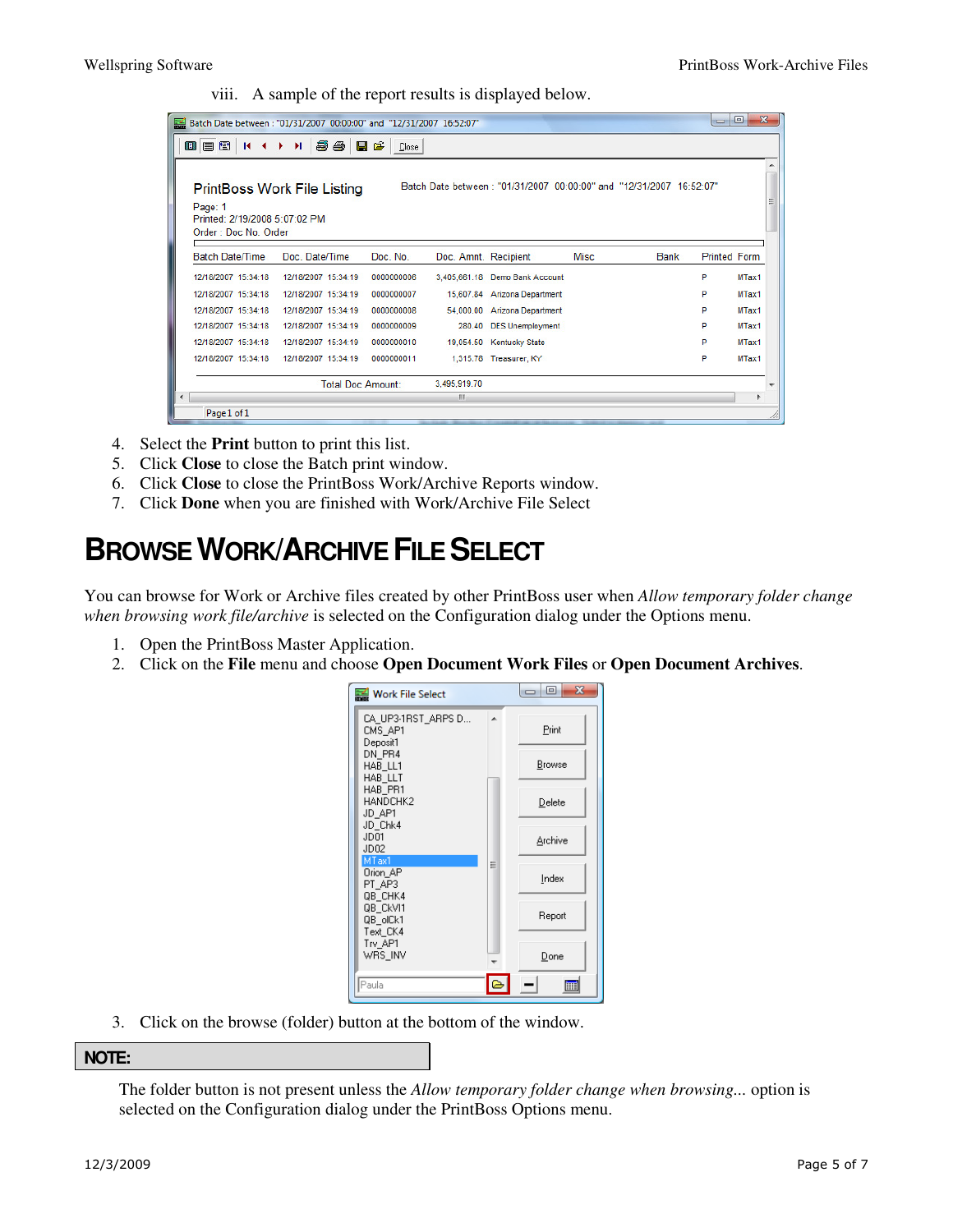viii. A sample of the report results is displayed below.

4. Select the **Print** button to print this list.
5. Click **Close** to close the Batch print window.
6. Click **Close** to close the PrintBoss Work/Archive Reports window.
7. Click **Done** when you are finished with Work/Archive File Select

# BROWSE WORK/ARCHIVE FILE SELECT

You can browse for Work or Archive files created by other PrintBoss user when *Allow temporary folder change when browsing work file/archive* is selected on the Configuration dialog under the Options menu.

1. Open the PrintBoss Master Application.
2. Click on the **File** menu and choose **Open Document Work Files** or **Open Document Archives**.

3. Click on the browse (folder) button at the bottom of the window.

**NOTE:**

The folder button is not present unless the *Allow temporary folder change when browsing...* option is selected on the Configuration dialog under the PrintBoss Options menu.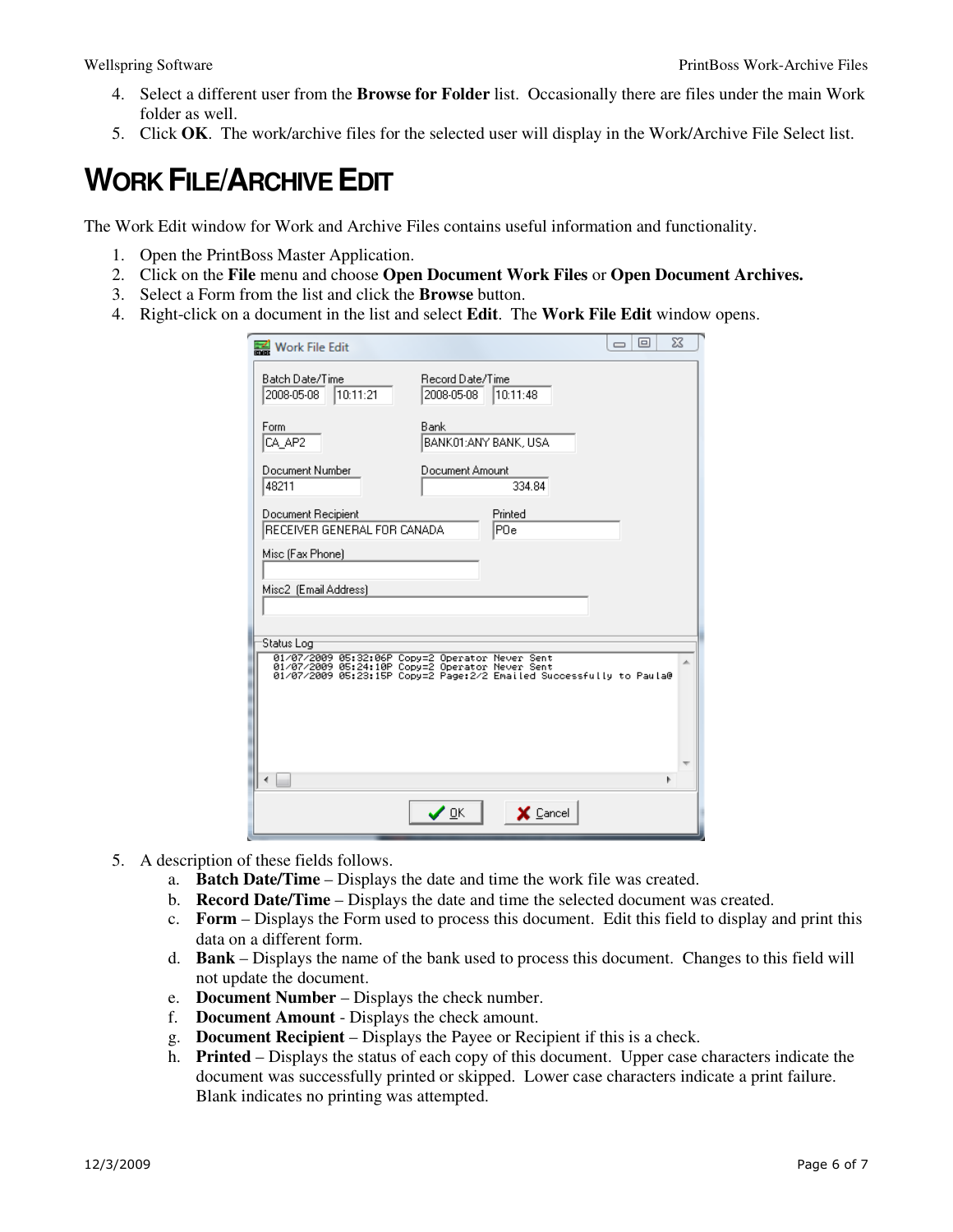4. Select a different user from the **Browse for Folder** list. Occasionally there are files under the main Work folder as well.
5. Click **OK**. The work/archive files for the selected user will display in the Work/Archive File Select list.

# WORK FILE/ARCHIVE EDIT

The Work Edit window for Work and Archive Files contains useful information and functionality.

1. Open the PrintBoss Master Application.
2. Click on the **File** menu and choose **Open Document Work Files** or **Open Document Archives.**
3. Select a Form from the list and click the **Browse** button.
4. Right-click on a document in the list and select **Edit**. The **Work File Edit** window opens.

5. A description of these fields follows.
   a. **Batch Date/Time** – Displays the date and time the work file was created.
   b. **Record Date/Time** – Displays the date and time the selected document was created.
   c. **Form** – Displays the Form used to process this document. Edit this field to display and print this data on a different form.
   d. **Bank** – Displays the name of the bank used to process this document. Changes to this field will not update the document.
   e. **Document Number** – Displays the check number.
   f. **Document Amount** - Displays the check amount.
   g. **Document Recipient** – Displays the Payee or Recipient if this is a check.
   h. **Printed** – Displays the status of each copy of this document. Upper case characters indicate the document was successfully printed or skipped. Lower case characters indicate a print failure. Blank indicates no printing was attempted.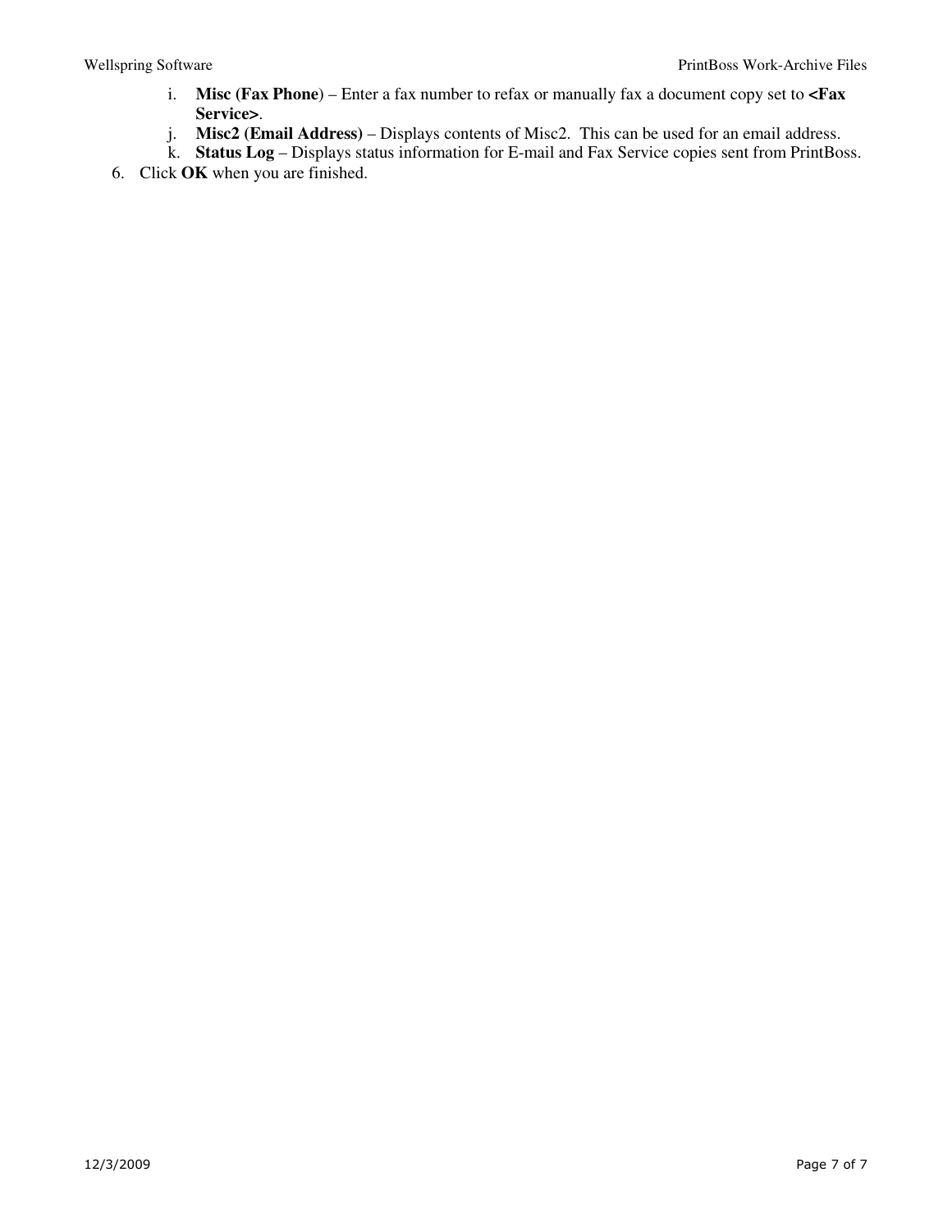i. **Misc (Fax Phone**) – Enter a fax number to refax or manually fax a document copy set to **<Fax Service>**.
   j. **Misc2 (Email Address)** – Displays contents of Misc2. This can be used for an email address.
   k. **Status Log** – Displays status information for E-mail and Fax Service copies sent from PrintBoss.

6. Click **OK** when you are finished.